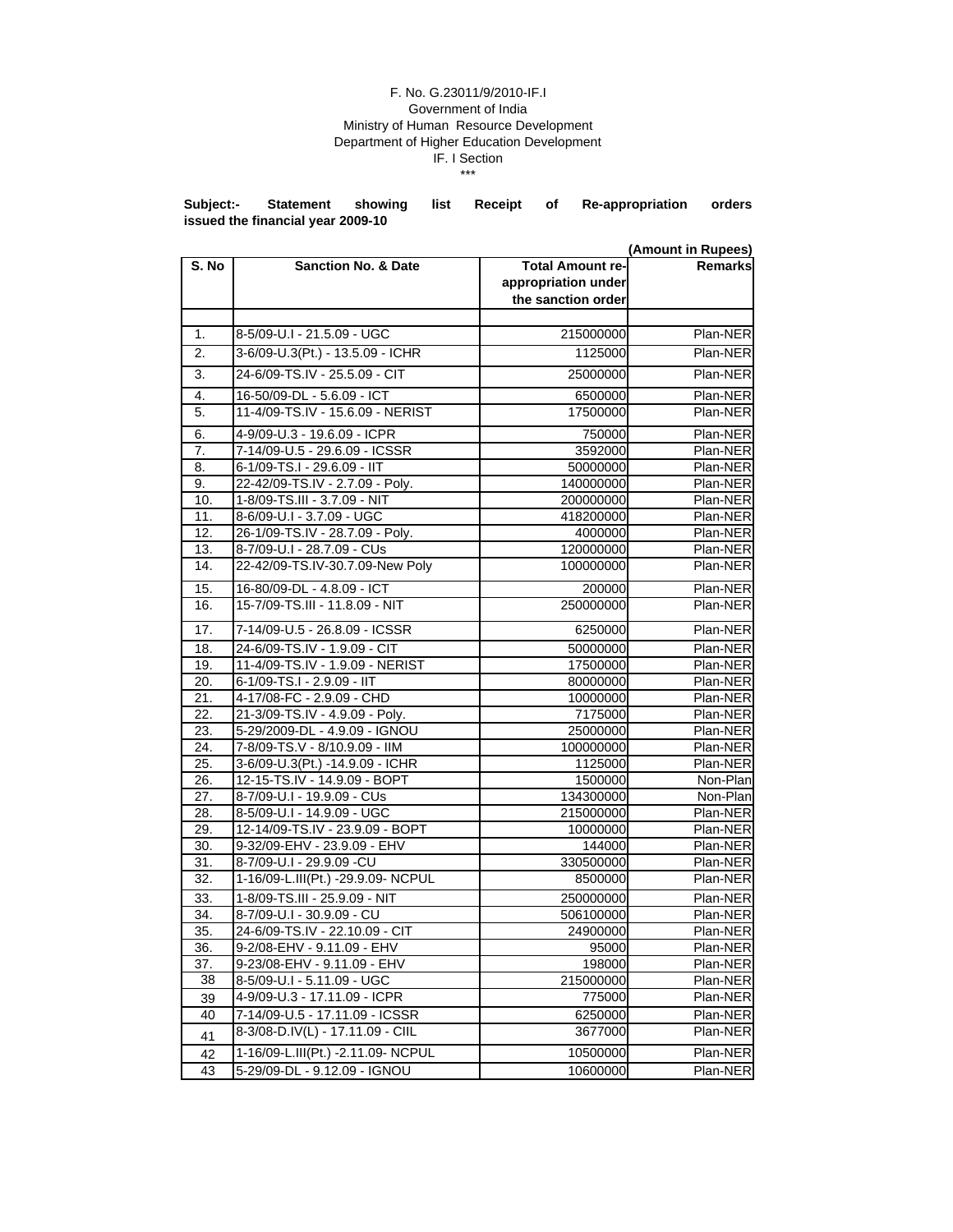F. No. G.23011/9/2010-IF.I
Government of India
Ministry of Human Resource Development
Department of Higher Education Development
IF. I Section
***

**Subject:- Statement showing list Receipt of Re-appropriation orders issued the financial year 2009-10**

**(Amount in Rupees)**

| S. No | Sanction No. & Date | Total Amount re-appropriation under the sanction order | Remarks |
|---|---|---|---|
| | | | |
| 1. | 8-5/09-U.I - 21.5.09 - UGC | 215000000 | Plan-NER |
| 2. | 3-6/09-U.3(Pt.) - 13.5.09 - ICHR | 1125000 | Plan-NER |
| 3. | 24-6/09-TS.IV - 25.5.09 - CIT | 25000000 | Plan-NER |
| 4. | 16-50/09-DL - 5.6.09 - ICT | 6500000 | Plan-NER |
| 5. | 11-4/09-TS.IV - 15.6.09 - NERIST | 17500000 | Plan-NER |
| 6. | 4-9/09-U.3 - 19.6.09 - ICPR | 750000 | Plan-NER |
| 7. | 7-14/09-U.5 - 29.6.09 - ICSSR | 3592000 | Plan-NER |
| 8. | 6-1/09-TS.I - 29.6.09 - IIT | 50000000 | Plan-NER |
| 9. | 22-42/09-TS.IV - 2.7.09 - Poly. | 140000000 | Plan-NER |
| 10. | 1-8/09-TS.III - 3.7.09 - NIT | 200000000 | Plan-NER |
| 11. | 8-6/09-U.I - 3.7.09 - UGC | 418200000 | Plan-NER |
| 12. | 26-1/09-TS.IV - 28.7.09 - Poly. | 4000000 | Plan-NER |
| 13. | 8-7/09-U.I - 28.7.09 - CUs | 120000000 | Plan-NER |
| 14. | 22-42/09-TS.IV-30.7.09-New Poly | 100000000 | Plan-NER |
| 15. | 16-80/09-DL - 4.8.09 - ICT | 200000 | Plan-NER |
| 16. | 15-7/09-TS.III - 11.8.09 - NIT | 250000000 | Plan-NER |
| 17. | 7-14/09-U.5 - 26.8.09 - ICSSR | 6250000 | Plan-NER |
| 18. | 24-6/09-TS.IV - 1.9.09 - CIT | 50000000 | Plan-NER |
| 19. | 11-4/09-TS.IV - 1.9.09 - NERIST | 17500000 | Plan-NER |
| 20. | 6-1/09-TS.I - 2.9.09 - IIT | 80000000 | Plan-NER |
| 21. | 4-17/08-FC - 2.9.09 - CHD | 10000000 | Plan-NER |
| 22. | 21-3/09-TS.IV - 4.9.09 - Poly. | 7175000 | Plan-NER |
| 23. | 5-29/2009-DL - 4.9.09 - IGNOU | 25000000 | Plan-NER |
| 24. | 7-8/09-TS.V - 8/10.9.09 - IIM | 100000000 | Plan-NER |
| 25. | 3-6/09-U.3(Pt.) -14.9.09 - ICHR | 1125000 | Plan-NER |
| 26. | 12-15-TS.IV - 14.9.09 - BOPT | 1500000 | Non-Plan |
| 27. | 8-7/09-U.I - 19.9.09 - CUs | 134300000 | Non-Plan |
| 28. | 8-5/09-U.I - 14.9.09 - UGC | 215000000 | Plan-NER |
| 29. | 12-14/09-TS.IV - 23.9.09 - BOPT | 10000000 | Plan-NER |
| 30. | 9-32/09-EHV - 23.9.09 - EHV | 144000 | Plan-NER |
| 31. | 8-7/09-U.I - 29.9.09 -CU | 330500000 | Plan-NER |
| 32. | 1-16/09-L.III(Pt.) -29.9.09- NCPUL | 8500000 | Plan-NER |
| 33. | 1-8/09-TS.III - 25.9.09 - NIT | 250000000 | Plan-NER |
| 34. | 8-7/09-U.I - 30.9.09 - CU | 506100000 | Plan-NER |
| 35. | 24-6/09-TS.IV - 22.10.09 - CIT | 24900000 | Plan-NER |
| 36. | 9-2/08-EHV - 9.11.09 - EHV | 95000 | Plan-NER |
| 37. | 9-23/08-EHV - 9.11.09 - EHV | 198000 | Plan-NER |
| 38 | 8-5/09-U.I - 5.11.09 - UGC | 215000000 | Plan-NER |
| 39 | 4-9/09-U.3 - 17.11.09 - ICPR | 775000 | Plan-NER |
| 40 | 7-14/09-U.5 - 17.11.09 - ICSSR | 6250000 | Plan-NER |
| 41 | 8-3/08-D.IV(L) - 17.11.09 - CIIL | 3677000 | Plan-NER |
| 42 | 1-16/09-L.III(Pt.) -2.11.09- NCPUL | 10500000 | Plan-NER |
| 43 | 5-29/09-DL - 9.12.09 - IGNOU | 10600000 | Plan-NER |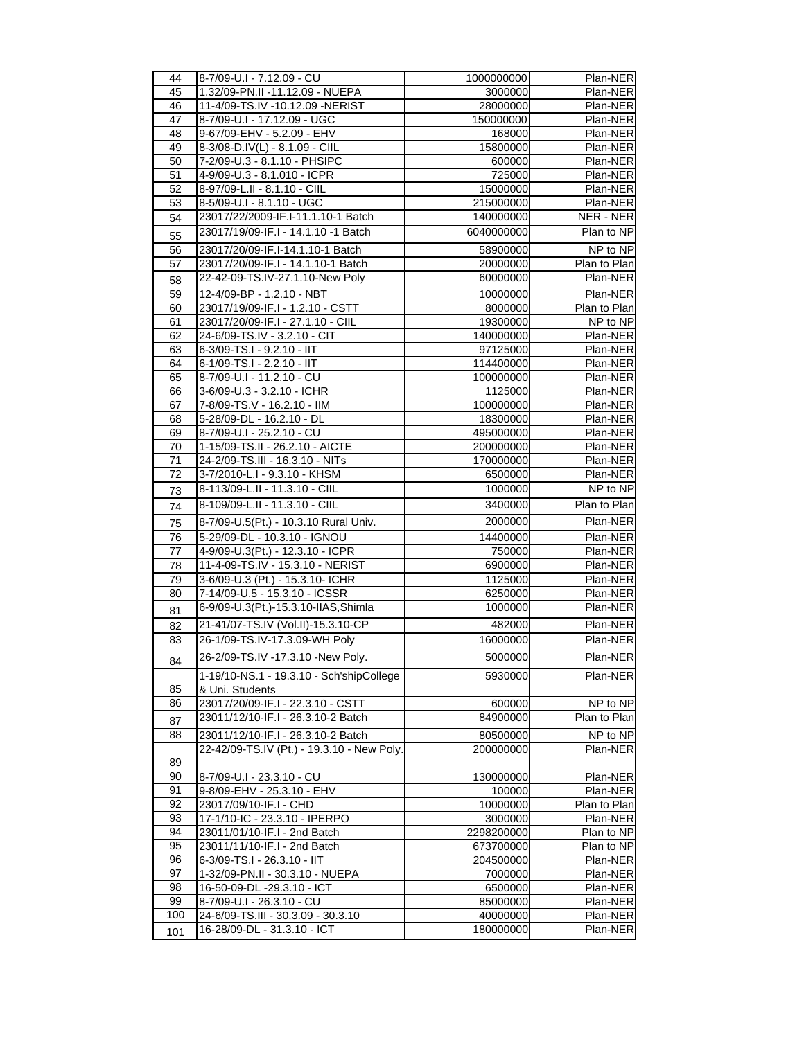| | | | |
|---|---|---|---|
| 44 | 8-7/09-U.I - 7.12.09 - CU | 1000000000 | Plan-NER |
| 45 | 1.32/09-PN.II -11.12.09 - NUEPA | 3000000 | Plan-NER |
| 46 | 11-4/09-TS.IV -10.12.09 -NERIST | 28000000 | Plan-NER |
| 47 | 8-7/09-U.I - 17.12.09 - UGC | 150000000 | Plan-NER |
| 48 | 9-67/09-EHV - 5.2.09 - EHV | 168000 | Plan-NER |
| 49 | 8-3/08-D.IV(L) - 8.1.09 - CIIL | 15800000 | Plan-NER |
| 50 | 7-2/09-U.3 - 8.1.10 - PHSIPC | 600000 | Plan-NER |
| 51 | 4-9/09-U.3 - 8.1.010 - ICPR | 725000 | Plan-NER |
| 52 | 8-97/09-L.II - 8.1.10 - CIIL | 15000000 | Plan-NER |
| 53 | 8-5/09-U.I - 8.1.10 - UGC | 215000000 | Plan-NER |
| 54 | 23017/22/2009-IF.I-11.1.10-1 Batch | 140000000 | NER - NER |
| 55 | 23017/19/09-IF.I - 14.1.10 -1 Batch | 6040000000 | Plan to NP |
| 56 | 23017/20/09-IF.I-14.1.10-1 Batch | 58900000 | NP to NP |
| 57 | 23017/20/09-IF.I - 14.1.10-1 Batch | 20000000 | Plan to Plan |
| 58 | 22-42-09-TS.IV-27.1.10-New Poly | 60000000 | Plan-NER |
| 59 | 12-4/09-BP - 1.2.10 - NBT | 10000000 | Plan-NER |
| 60 | 23017/19/09-IF.I - 1.2.10 - CSTT | 8000000 | Plan to Plan |
| 61 | 23017/20/09-IF.I - 27.1.10 - CIIL | 19300000 | NP to NP |
| 62 | 24-6/09-TS.IV - 3.2.10 - CIT | 140000000 | Plan-NER |
| 63 | 6-3/09-TS.I - 9.2.10 - IIT | 97125000 | Plan-NER |
| 64 | 6-1/09-TS.I - 2.2.10 - IIT | 114400000 | Plan-NER |
| 65 | 8-7/09-U.I - 11.2.10 - CU | 100000000 | Plan-NER |
| 66 | 3-6/09-U.3 - 3.2.10 - ICHR | 1125000 | Plan-NER |
| 67 | 7-8/09-TS.V - 16.2.10 - IIM | 100000000 | Plan-NER |
| 68 | 5-28/09-DL - 16.2.10 - DL | 18300000 | Plan-NER |
| 69 | 8-7/09-U.I - 25.2.10 - CU | 495000000 | Plan-NER |
| 70 | 1-15/09-TS.II - 26.2.10 - AICTE | 200000000 | Plan-NER |
| 71 | 24-2/09-TS.III - 16.3.10 - NITs | 170000000 | Plan-NER |
| 72 | 3-7/2010-L.I - 9.3.10 - KHSM | 6500000 | Plan-NER |
| 73 | 8-113/09-L.II - 11.3.10 - CIIL | 1000000 | NP to NP |
| 74 | 8-109/09-L.II - 11.3.10 - CIIL | 3400000 | Plan to Plan |
| 75 | 8-7/09-U.5(Pt.) - 10.3.10 Rural Univ. | 2000000 | Plan-NER |
| 76 | 5-29/09-DL - 10.3.10 - IGNOU | 14400000 | Plan-NER |
| 77 | 4-9/09-U.3(Pt.) - 12.3.10 - ICPR | 750000 | Plan-NER |
| 78 | 11-4-09-TS.IV - 15.3.10 - NERIST | 6900000 | Plan-NER |
| 79 | 3-6/09-U.3 (Pt.) - 15.3.10- ICHR | 1125000 | Plan-NER |
| 80 | 7-14/09-U.5 - 15.3.10 - ICSSR | 6250000 | Plan-NER |
| 81 | 6-9/09-U.3(Pt.)-15.3.10-IIAS,Shimla | 1000000 | Plan-NER |
| 82 | 21-41/07-TS.IV (Vol.II)-15.3.10-CP | 482000 | Plan-NER |
| 83 | 26-1/09-TS.IV-17.3.09-WH Poly | 16000000 | Plan-NER |
| 84 | 26-2/09-TS.IV -17.3.10 -New Poly. | 5000000 | Plan-NER |
| 85 | 1-19/10-NS.1 - 19.3.10 - Sch'shipCollege & Uni. Students | 5930000 | Plan-NER |
| 86 | 23017/20/09-IF.I - 22.3.10 - CSTT | 600000 | NP to NP |
| 87 | 23011/12/10-IF.I - 26.3.10-2 Batch | 84900000 | Plan to Plan |
| 88 | 23011/12/10-IF.I - 26.3.10-2 Batch | 80500000 | NP to NP |
| 89 | 22-42/09-TS.IV (Pt.) - 19.3.10 - New Poly. | 200000000 | Plan-NER |
| 90 | 8-7/09-U.I - 23.3.10 - CU | 130000000 | Plan-NER |
| 91 | 9-8/09-EHV - 25.3.10 - EHV | 100000 | Plan-NER |
| 92 | 23017/09/10-IF.I - CHD | 10000000 | Plan to Plan |
| 93 | 17-1/10-IC - 23.3.10 - IPERPO | 3000000 | Plan-NER |
| 94 | 23011/01/10-IF.I - 2nd Batch | 2298200000 | Plan to NP |
| 95 | 23011/11/10-IF.I - 2nd Batch | 673700000 | Plan to NP |
| 96 | 6-3/09-TS.I - 26.3.10 - IIT | 204500000 | Plan-NER |
| 97 | 1-32/09-PN.II - 30.3.10 - NUEPA | 7000000 | Plan-NER |
| 98 | 16-50-09-DL -29.3.10 - ICT | 6500000 | Plan-NER |
| 99 | 8-7/09-U.I - 26.3.10 - CU | 85000000 | Plan-NER |
| 100 | 24-6/09-TS.III - 30.3.09 - 30.3.10 | 40000000 | Plan-NER |
| 101 | 16-28/09-DL - 31.3.10 - ICT | 180000000 | Plan-NER |